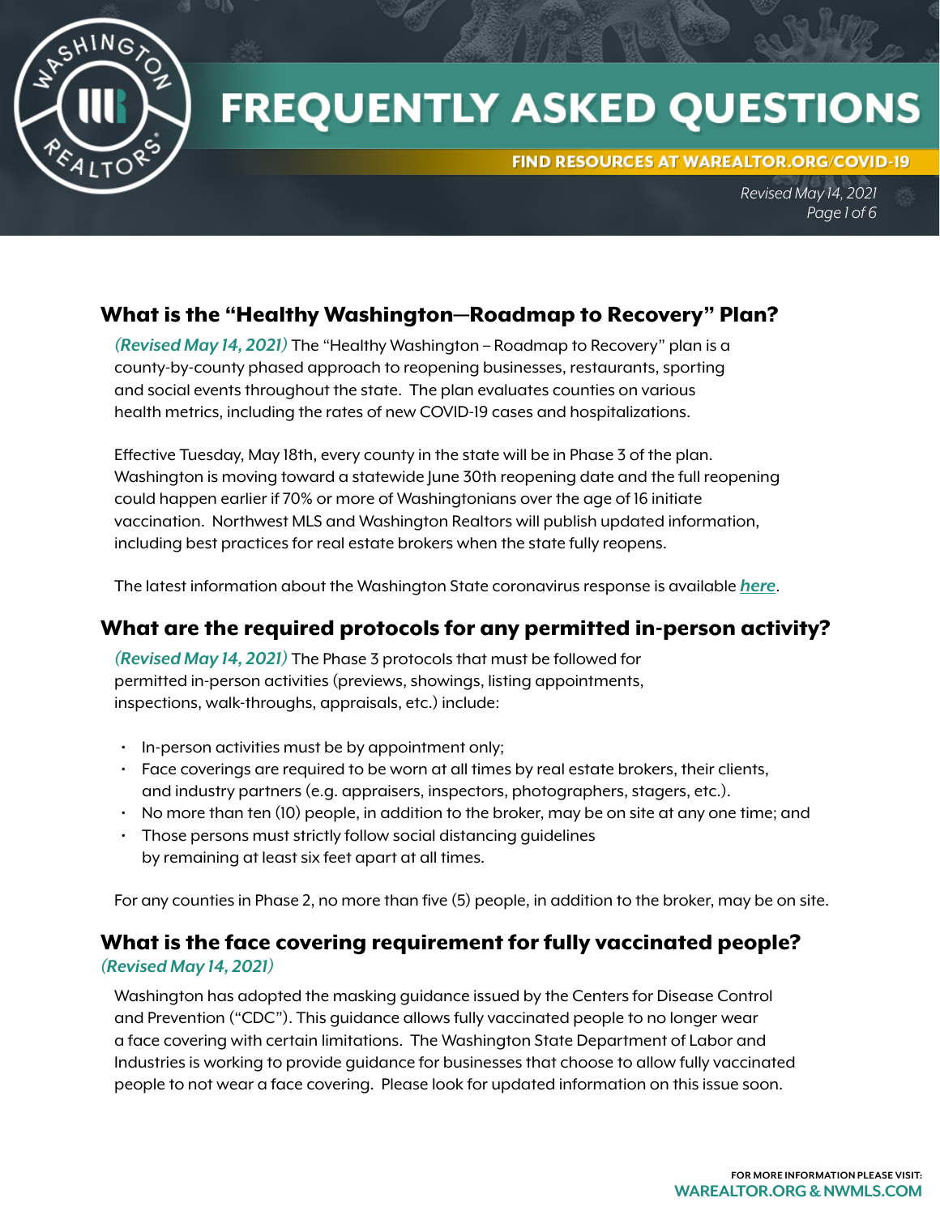# FREQUENTLY ASKED QUESTIONS

**FIND RESOURCES AT WAREALTOR.ORG/COVID-19**

*Revised May 14, 2021*

## What is the "Healthy Washington—Roadmap to Recovery" Plan?

***(Revised May 14, 2021)*** The "Healthy Washington – Roadmap to Recovery" plan is a county-by-county phased approach to reopening businesses, restaurants, sporting and social events throughout the state. The plan evaluates counties on various health metrics, including the rates of new COVID-19 cases and hospitalizations.

Effective Tuesday, May 18th, every county in the state will be in Phase 3 of the plan. Washington is moving toward a statewide June 30th reopening date and the full reopening could happen earlier if 70% or more of Washingtonians over the age of 16 initiate vaccination. Northwest MLS and Washington Realtors will publish updated information, including best practices for real estate brokers when the state fully reopens.

The latest information about the Washington State coronavirus response is available ***here***.

## What are the required protocols for any permitted in-person activity?

***(Revised May 14, 2021)*** The Phase 3 protocols that must be followed for permitted in-person activities (previews, showings, listing appointments, inspections, walk-throughs, appraisals, etc.) include:

- In-person activities must be by appointment only;
- Face coverings are required to be worn at all times by real estate brokers, their clients, and industry partners (e.g. appraisers, inspectors, photographers, stagers, etc.).
- No more than ten (10) people, in addition to the broker, may be on site at any one time; and
- Those persons must strictly follow social distancing guidelines by remaining at least six feet apart at all times.

For any counties in Phase 2, no more than five (5) people, in addition to the broker, may be on site.

## What is the face covering requirement for fully vaccinated people?

***(Revised May 14, 2021)***

Washington has adopted the masking guidance issued by the Centers for Disease Control and Prevention ("CDC"). This guidance allows fully vaccinated people to no longer wear a face covering with certain limitations. The Washington State Department of Labor and Industries is working to provide guidance for businesses that choose to allow fully vaccinated people to not wear a face covering. Please look for updated information on this issue soon.

FOR MORE INFORMATION PLEASE VISIT: **WAREALTOR.ORG & NWMLS.COM**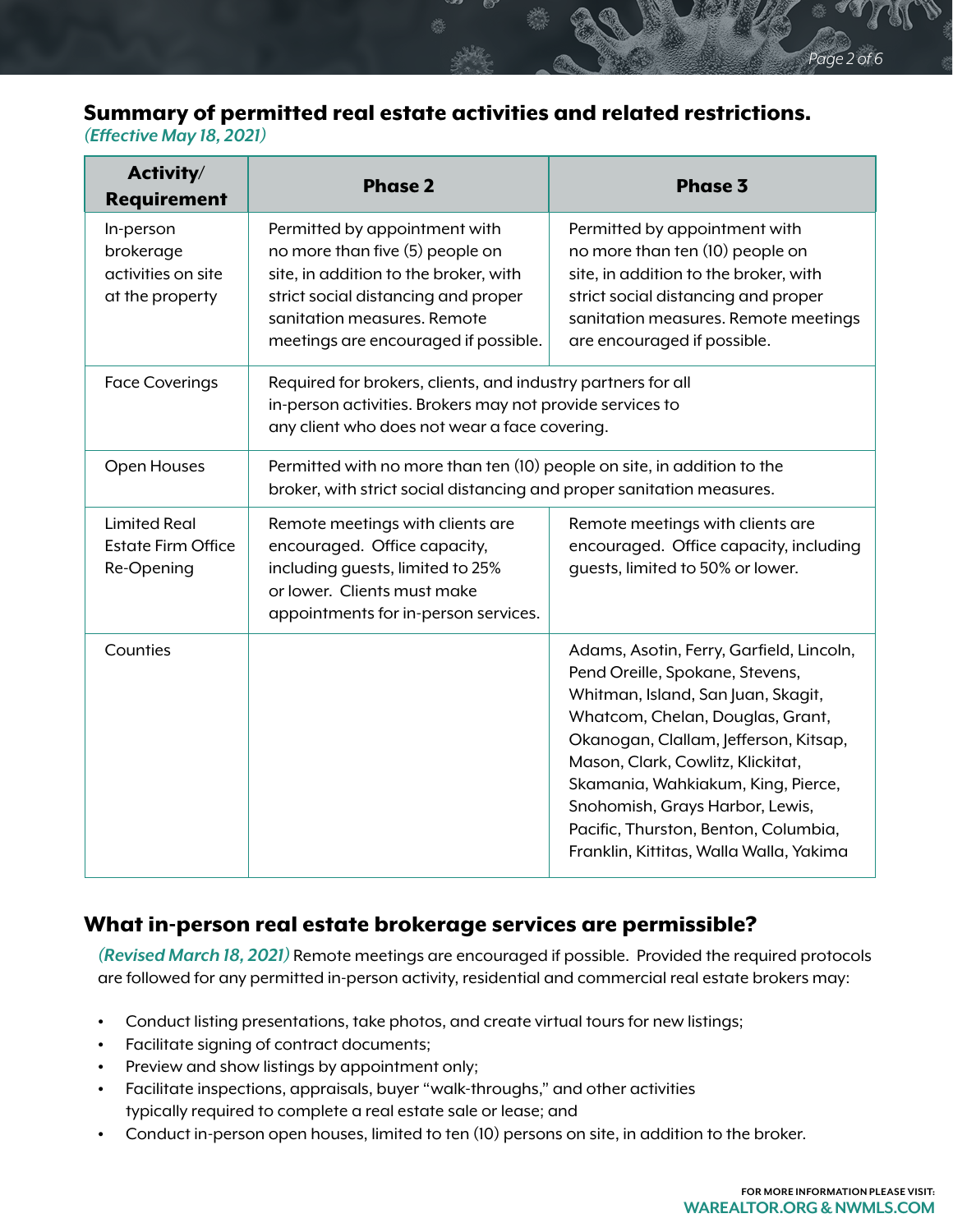## Summary of permitted real estate activities and related restrictions.

***(Effective May 18, 2021)***

| Activity/ Requirement | Phase 2 | Phase 3 |
|---|---|---|
| In-person brokerage activities on site at the property | Permitted by appointment with no more than five (5) people on site, in addition to the broker, with strict social distancing and proper sanitation measures. Remote meetings are encouraged if possible. | Permitted by appointment with no more than ten (10) people on site, in addition to the broker, with strict social distancing and proper sanitation measures. Remote meetings are encouraged if possible. |
| Face Coverings | Required for brokers, clients, and industry partners for all in-person activities. Brokers may not provide services to any client who does not wear a face covering. | |
| Open Houses | Permitted with no more than ten (10) people on site, in addition to the broker, with strict social distancing and proper sanitation measures. | |
| Limited Real Estate Firm Office Re-Opening | Remote meetings with clients are encouraged. Office capacity, including guests, limited to 25% or lower. Clients must make appointments for in-person services. | Remote meetings with clients are encouraged. Office capacity, including guests, limited to 50% or lower. |
| Counties | | Adams, Asotin, Ferry, Garfield, Lincoln, Pend Oreille, Spokane, Stevens, Whitman, Island, San Juan, Skagit, Whatcom, Chelan, Douglas, Grant, Okanogan, Clallam, Jefferson, Kitsap, Mason, Clark, Cowlitz, Klickitat, Skamania, Wahkiakum, King, Pierce, Snohomish, Grays Harbor, Lewis, Pacific, Thurston, Benton, Columbia, Franklin, Kittitas, Walla Walla, Yakima |

## What in-person real estate brokerage services are permissible?

***(Revised March 18, 2021)*** Remote meetings are encouraged if possible. Provided the required protocols are followed for any permitted in-person activity, residential and commercial real estate brokers may:

- Conduct listing presentations, take photos, and create virtual tours for new listings;
- Facilitate signing of contract documents;
- Preview and show listings by appointment only;
- Facilitate inspections, appraisals, buyer "walk-throughs," and other activities typically required to complete a real estate sale or lease; and
- Conduct in-person open houses, limited to ten (10) persons on site, in addition to the broker.

FOR MORE INFORMATION PLEASE VISIT: **WAREALTOR.ORG & NWMLS.COM**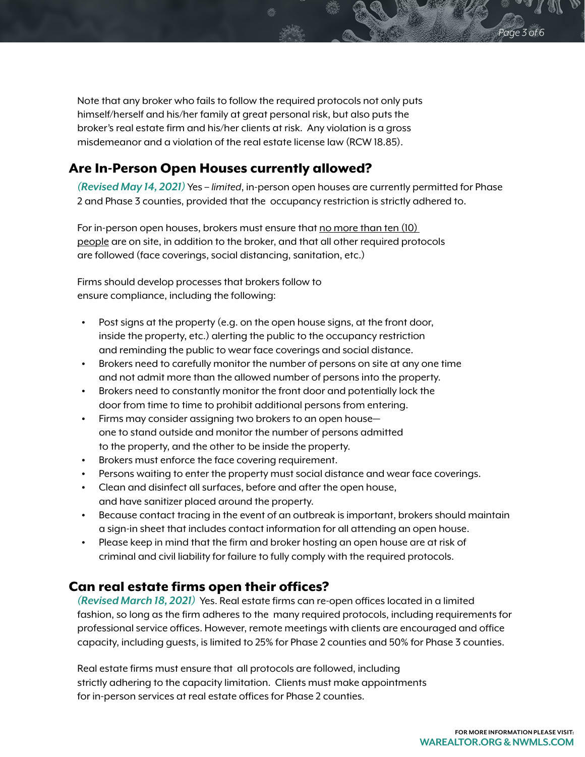Note that any broker who fails to follow the required protocols not only puts himself/herself and his/her family at great personal risk, but also puts the broker's real estate firm and his/her clients at risk. Any violation is a gross misdemeanor and a violation of the real estate license law (RCW 18.85).

## Are In-Person Open Houses currently allowed?

*(Revised May 14, 2021)* Yes – *limited*, in-person open houses are currently permitted for Phase 2 and Phase 3 counties, provided that the occupancy restriction is strictly adhered to.

For in-person open houses, brokers must ensure that <u>no more than ten (10) people</u> are on site, in addition to the broker, and that all other required protocols are followed (face coverings, social distancing, sanitation, etc.)

Firms should develop processes that brokers follow to ensure compliance, including the following:

- Post signs at the property (e.g. on the open house signs, at the front door, inside the property, etc.) alerting the public to the occupancy restriction and reminding the public to wear face coverings and social distance.
- Brokers need to carefully monitor the number of persons on site at any one time and not admit more than the allowed number of persons into the property.
- Brokers need to constantly monitor the front door and potentially lock the door from time to time to prohibit additional persons from entering.
- Firms may consider assigning two brokers to an open house—one to stand outside and monitor the number of persons admitted to the property, and the other to be inside the property.
- Brokers must enforce the face covering requirement.
- Persons waiting to enter the property must social distance and wear face coverings.
- Clean and disinfect all surfaces, before and after the open house, and have sanitizer placed around the property.
- Because contact tracing in the event of an outbreak is important, brokers should maintain a sign-in sheet that includes contact information for all attending an open house.
- Please keep in mind that the firm and broker hosting an open house are at risk of criminal and civil liability for failure to fully comply with the required protocols.

## Can real estate firms open their offices?

*(Revised March 18, 2021)* Yes. Real estate firms can re-open offices located in a limited fashion, so long as the firm adheres to the many required protocols, including requirements for professional service offices. However, remote meetings with clients are encouraged and office capacity, including guests, is limited to 25% for Phase 2 counties and 50% for Phase 3 counties.

Real estate firms must ensure that all protocols are followed, including strictly adhering to the capacity limitation. Clients must make appointments for in-person services at real estate offices for Phase 2 counties.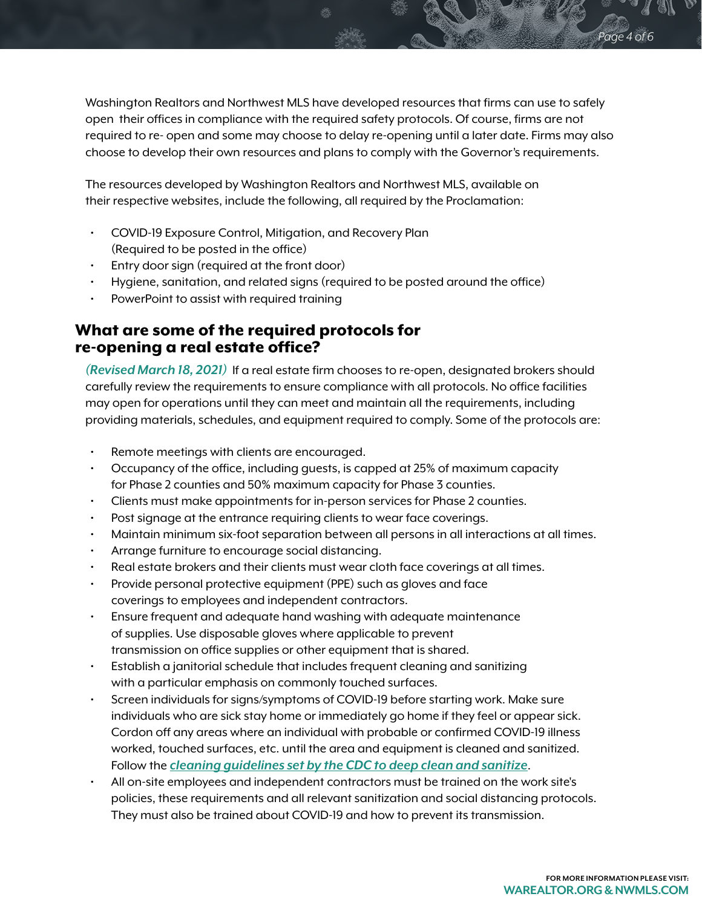Washington Realtors and Northwest MLS have developed resources that firms can use to safely open their offices in compliance with the required safety protocols. Of course, firms are not required to re- open and some may choose to delay re-opening until a later date. Firms may also choose to develop their own resources and plans to comply with the Governor's requirements.

The resources developed by Washington Realtors and Northwest MLS, available on their respective websites, include the following, all required by the Proclamation:

- COVID-19 Exposure Control, Mitigation, and Recovery Plan (Required to be posted in the office)
- Entry door sign (required at the front door)
- Hygiene, sanitation, and related signs (required to be posted around the office)
- PowerPoint to assist with required training

## What are some of the required protocols for re-opening a real estate office?

***(Revised March 18, 2021)*** If a real estate firm chooses to re-open, designated brokers should carefully review the requirements to ensure compliance with all protocols. No office facilities may open for operations until they can meet and maintain all the requirements, including providing materials, schedules, and equipment required to comply. Some of the protocols are:

- Remote meetings with clients are encouraged.
- Occupancy of the office, including guests, is capped at 25% of maximum capacity for Phase 2 counties and 50% maximum capacity for Phase 3 counties.
- Clients must make appointments for in-person services for Phase 2 counties.
- Post signage at the entrance requiring clients to wear face coverings.
- Maintain minimum six-foot separation between all persons in all interactions at all times.
- Arrange furniture to encourage social distancing.
- Real estate brokers and their clients must wear cloth face coverings at all times.
- Provide personal protective equipment (PPE) such as gloves and face coverings to employees and independent contractors.
- Ensure frequent and adequate hand washing with adequate maintenance of supplies. Use disposable gloves where applicable to prevent transmission on office supplies or other equipment that is shared.
- Establish a janitorial schedule that includes frequent cleaning and sanitizing with a particular emphasis on commonly touched surfaces.
- Screen individuals for signs/symptoms of COVID-19 before starting work. Make sure individuals who are sick stay home or immediately go home if they feel or appear sick. Cordon off any areas where an individual with probable or confirmed COVID-19 illness worked, touched surfaces, etc. until the area and equipment is cleaned and sanitized. Follow the ***cleaning guidelines set by the CDC to deep clean and sanitize***.
- All on-site employees and independent contractors must be trained on the work site's policies, these requirements and all relevant sanitization and social distancing protocols. They must also be trained about COVID-19 and how to prevent its transmission.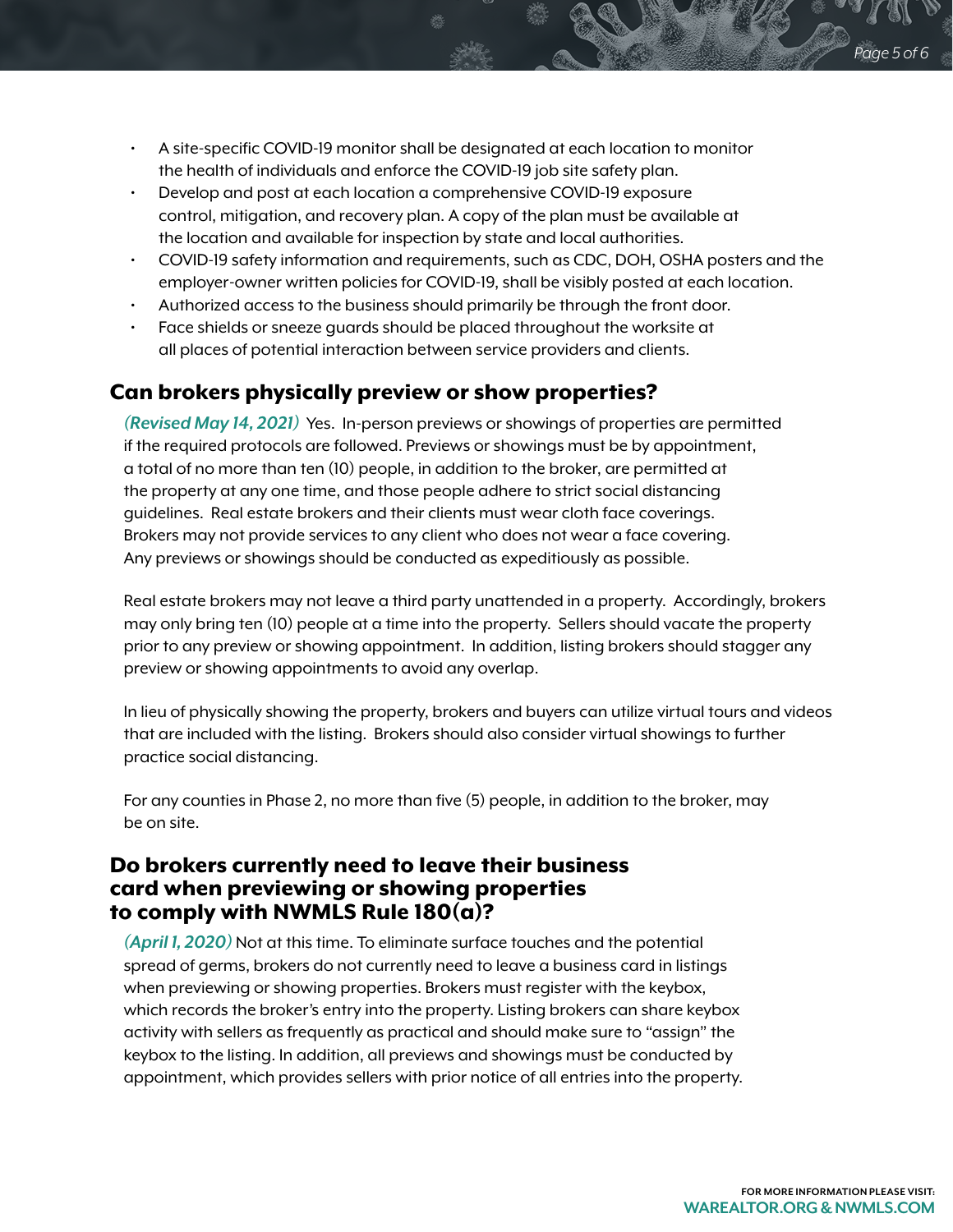- A site-specific COVID-19 monitor shall be designated at each location to monitor the health of individuals and enforce the COVID-19 job site safety plan.
- Develop and post at each location a comprehensive COVID-19 exposure control, mitigation, and recovery plan. A copy of the plan must be available at the location and available for inspection by state and local authorities.
- COVID-19 safety information and requirements, such as CDC, DOH, OSHA posters and the employer-owner written policies for COVID-19, shall be visibly posted at each location.
- Authorized access to the business should primarily be through the front door.
- Face shields or sneeze guards should be placed throughout the worksite at all places of potential interaction between service providers and clients.

## Can brokers physically preview or show properties?

***(Revised May 14, 2021)*** Yes. In-person previews or showings of properties are permitted if the required protocols are followed. Previews or showings must be by appointment, a total of no more than ten (10) people, in addition to the broker, are permitted at the property at any one time, and those people adhere to strict social distancing guidelines. Real estate brokers and their clients must wear cloth face coverings. Brokers may not provide services to any client who does not wear a face covering. Any previews or showings should be conducted as expeditiously as possible.

Real estate brokers may not leave a third party unattended in a property. Accordingly, brokers may only bring ten (10) people at a time into the property. Sellers should vacate the property prior to any preview or showing appointment. In addition, listing brokers should stagger any preview or showing appointments to avoid any overlap.

In lieu of physically showing the property, brokers and buyers can utilize virtual tours and videos that are included with the listing. Brokers should also consider virtual showings to further practice social distancing.

For any counties in Phase 2, no more than five (5) people, in addition to the broker, may be on site.

## Do brokers currently need to leave their business card when previewing or showing properties to comply with NWMLS Rule 180(a)?

***(April 1, 2020)*** Not at this time. To eliminate surface touches and the potential spread of germs, brokers do not currently need to leave a business card in listings when previewing or showing properties. Brokers must register with the keybox, which records the broker's entry into the property. Listing brokers can share keybox activity with sellers as frequently as practical and should make sure to "assign" the keybox to the listing. In addition, all previews and showings must be conducted by appointment, which provides sellers with prior notice of all entries into the property.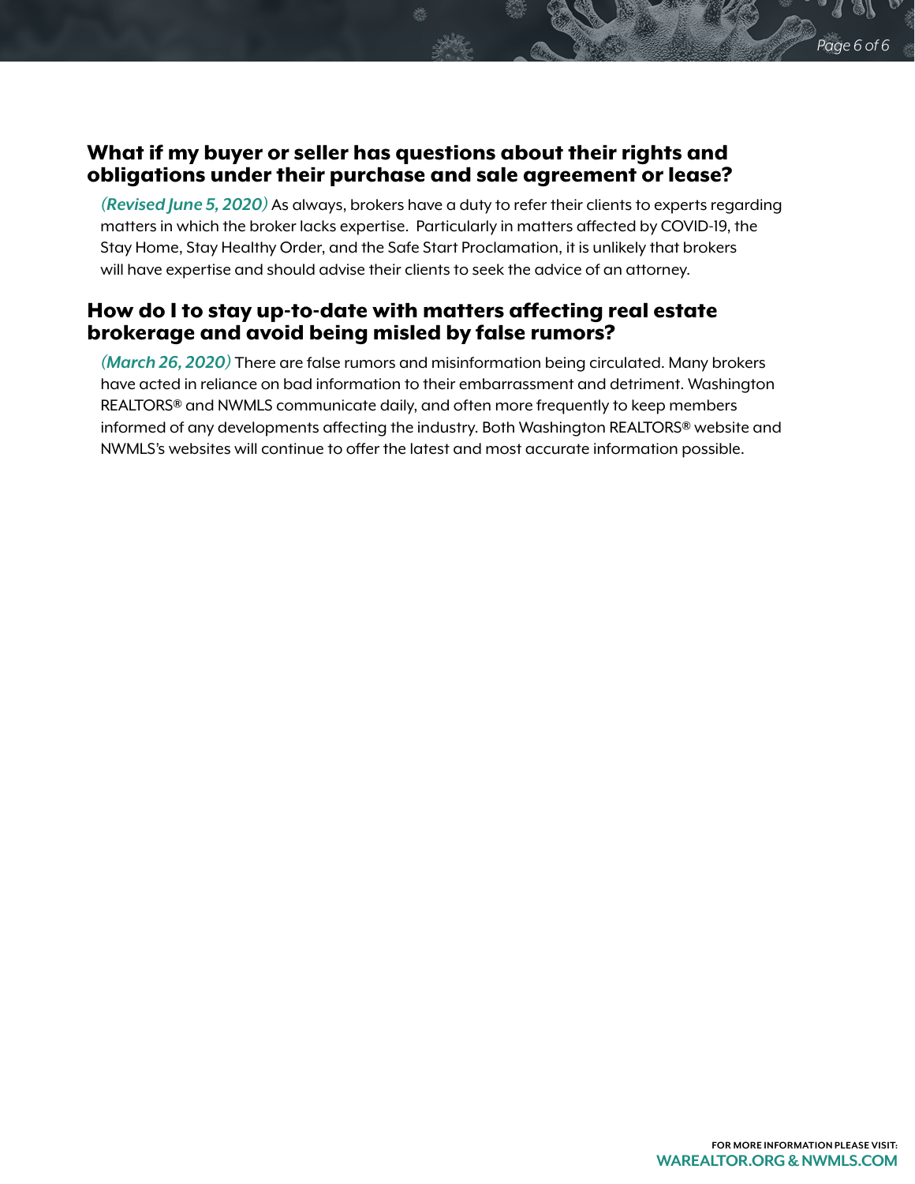### What if my buyer or seller has questions about their rights and obligations under their purchase and sale agreement or lease?

***(Revised June 5, 2020)*** As always, brokers have a duty to refer their clients to experts regarding matters in which the broker lacks expertise. Particularly in matters affected by COVID-19, the Stay Home, Stay Healthy Order, and the Safe Start Proclamation, it is unlikely that brokers will have expertise and should advise their clients to seek the advice of an attorney.

### How do I to stay up-to-date with matters affecting real estate brokerage and avoid being misled by false rumors?

***(March 26, 2020)*** There are false rumors and misinformation being circulated. Many brokers have acted in reliance on bad information to their embarrassment and detriment. Washington REALTORS® and NWMLS communicate daily, and often more frequently to keep members informed of any developments affecting the industry. Both Washington REALTORS® website and NWMLS's websites will continue to offer the latest and most accurate information possible.

**FOR MORE INFORMATION PLEASE VISIT:**
**WAREALTOR.ORG & NWMLS.COM**